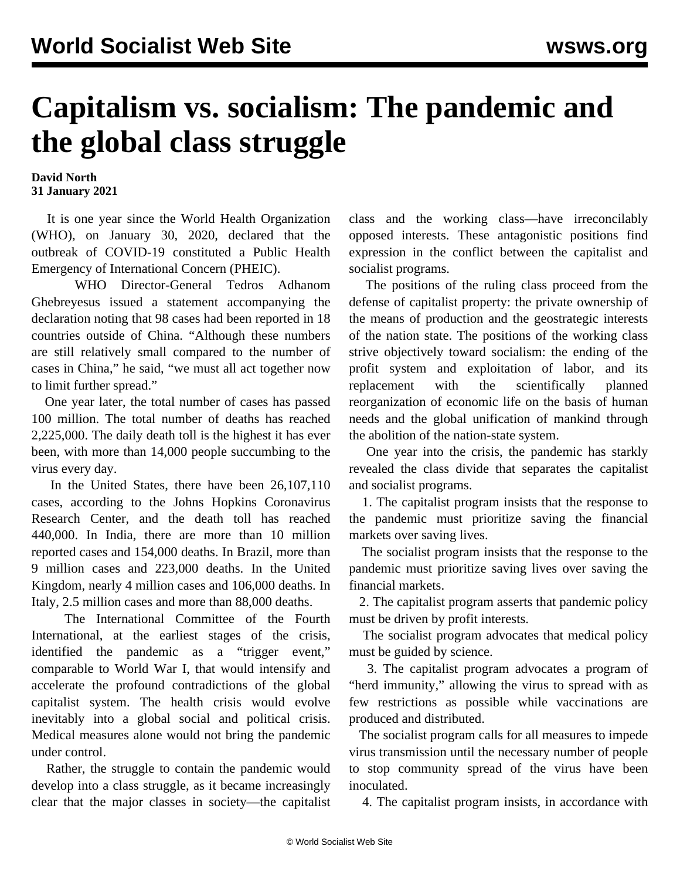# Capitalism vs. socialism: The pandemic and the global class struggle

**David North**
**31 January 2021**

It is one year since the World Health Organization (WHO), on January 30, 2020, declared that the outbreak of COVID-19 constituted a Public Health Emergency of International Concern (PHEIC).

WHO Director-General Tedros Adhanom Ghebreyesus issued a statement accompanying the declaration noting that 98 cases had been reported in 18 countries outside of China. "Although these numbers are still relatively small compared to the number of cases in China," he said, "we must all act together now to limit further spread."

One year later, the total number of cases has passed 100 million. The total number of deaths has reached 2,225,000. The daily death toll is the highest it has ever been, with more than 14,000 people succumbing to the virus every day.

In the United States, there have been 26,107,110 cases, according to the Johns Hopkins Coronavirus Research Center, and the death toll has reached 440,000. In India, there are more than 10 million reported cases and 154,000 deaths. In Brazil, more than 9 million cases and 223,000 deaths. In the United Kingdom, nearly 4 million cases and 106,000 deaths. In Italy, 2.5 million cases and more than 88,000 deaths.

The International Committee of the Fourth International, at the earliest stages of the crisis, identified the pandemic as a "trigger event," comparable to World War I, that would intensify and accelerate the profound contradictions of the global capitalist system. The health crisis would evolve inevitably into a global social and political crisis. Medical measures alone would not bring the pandemic under control.

Rather, the struggle to contain the pandemic would develop into a class struggle, as it became increasingly clear that the major classes in society—the capitalist class and the working class—have irreconcilably opposed interests. These antagonistic positions find expression in the conflict between the capitalist and socialist programs.

The positions of the ruling class proceed from the defense of capitalist property: the private ownership of the means of production and the geostrategic interests of the nation state. The positions of the working class strive objectively toward socialism: the ending of the profit system and exploitation of labor, and its replacement with the scientifically planned reorganization of economic life on the basis of human needs and the global unification of mankind through the abolition of the nation-state system.

One year into the crisis, the pandemic has starkly revealed the class divide that separates the capitalist and socialist programs.

1. The capitalist program insists that the response to the pandemic must prioritize saving the financial markets over saving lives.

The socialist program insists that the response to the pandemic must prioritize saving lives over saving the financial markets.

2. The capitalist program asserts that pandemic policy must be driven by profit interests.

The socialist program advocates that medical policy must be guided by science.

3. The capitalist program advocates a program of "herd immunity," allowing the virus to spread with as few restrictions as possible while vaccinations are produced and distributed.

The socialist program calls for all measures to impede virus transmission until the necessary number of people to stop community spread of the virus have been inoculated.

4. The capitalist program insists, in accordance with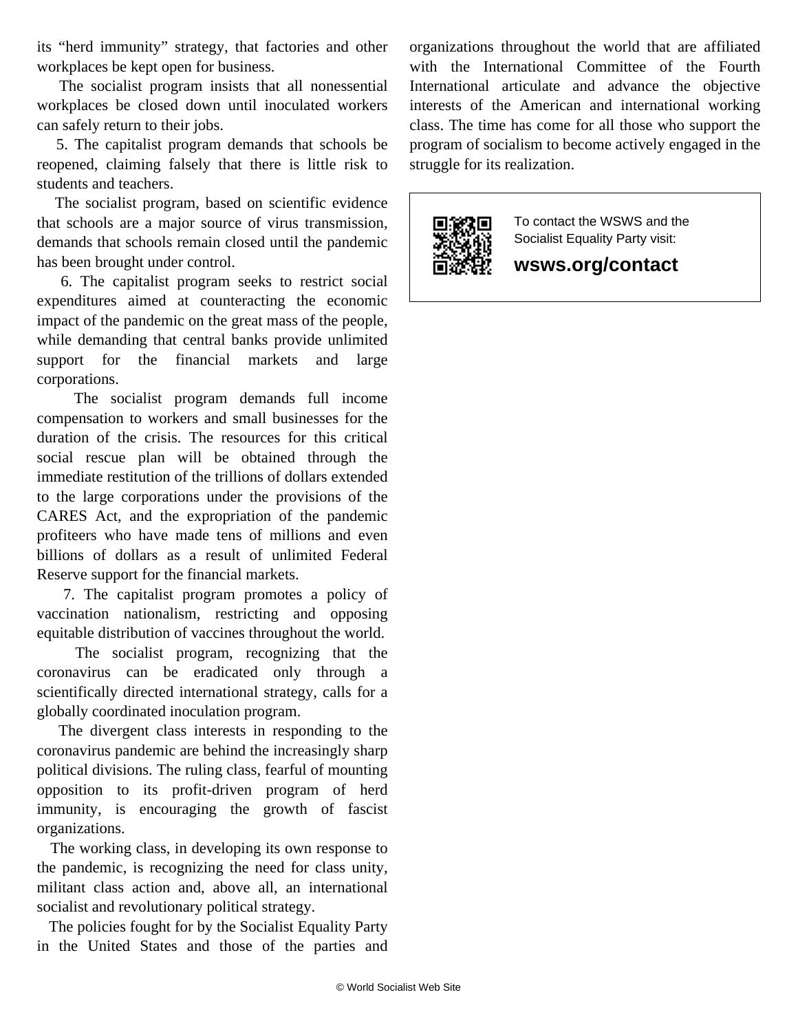its “herd immunity” strategy, that factories and other workplaces be kept open for business.

The socialist program insists that all nonessential workplaces be closed down until inoculated workers can safely return to their jobs.

5. The capitalist program demands that schools be reopened, claiming falsely that there is little risk to students and teachers.

The socialist program, based on scientific evidence that schools are a major source of virus transmission, demands that schools remain closed until the pandemic has been brought under control.

6. The capitalist program seeks to restrict social expenditures aimed at counteracting the economic impact of the pandemic on the great mass of the people, while demanding that central banks provide unlimited support for the financial markets and large corporations.

The socialist program demands full income compensation to workers and small businesses for the duration of the crisis. The resources for this critical social rescue plan will be obtained through the immediate restitution of the trillions of dollars extended to the large corporations under the provisions of the CARES Act, and the expropriation of the pandemic profiteers who have made tens of millions and even billions of dollars as a result of unlimited Federal Reserve support for the financial markets.

7. The capitalist program promotes a policy of vaccination nationalism, restricting and opposing equitable distribution of vaccines throughout the world.

The socialist program, recognizing that the coronavirus can be eradicated only through a scientifically directed international strategy, calls for a globally coordinated inoculation program.

The divergent class interests in responding to the coronavirus pandemic are behind the increasingly sharp political divisions. The ruling class, fearful of mounting opposition to its profit-driven program of herd immunity, is encouraging the growth of fascist organizations.

The working class, in developing its own response to the pandemic, is recognizing the need for class unity, militant class action and, above all, an international socialist and revolutionary political strategy.

The policies fought for by the Socialist Equality Party in the United States and those of the parties and organizations throughout the world that are affiliated with the International Committee of the Fourth International articulate and advance the objective interests of the American and international working class. The time has come for all those who support the program of socialism to become actively engaged in the struggle for its realization.

To contact the WSWS and the Socialist Equality Party visit:

**wsws.org/contact**